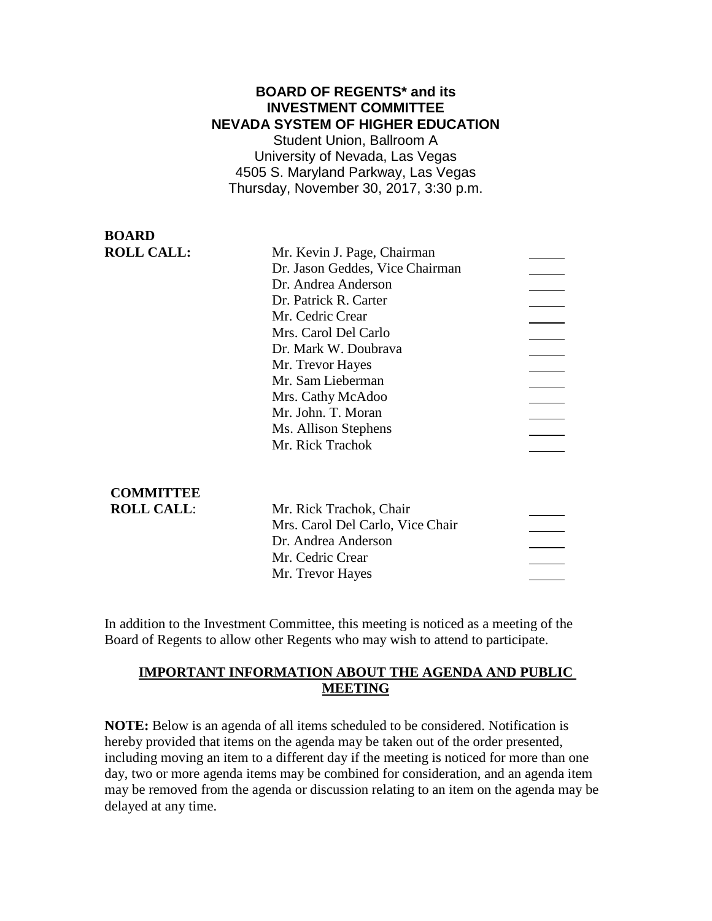**BOARD OF REGENTS\* and its**
**INVESTMENT COMMITTEE**
**NEVADA SYSTEM OF HIGHER EDUCATION**

Student Union, Ballroom A
University of Nevada, Las Vegas
4505 S. Maryland Parkway, Las Vegas
Thursday, November 30, 2017, 3:30 p.m.

| **BOARD ROLL CALL:** | | |
|---|---|---|
| | Mr. Kevin J. Page, Chairman | _____ |
| | Dr. Jason Geddes, Vice Chairman | _____ |
| | Dr. Andrea Anderson | _____ |
| | Dr. Patrick R. Carter | _____ |
| | Mr. Cedric Crear | _____ |
| | Mrs. Carol Del Carlo | _____ |
| | Dr. Mark W. Doubrava | _____ |
| | Mr. Trevor Hayes | _____ |
| | Mr. Sam Lieberman | _____ |
| | Mrs. Cathy McAdoo | _____ |
| | Mr. John. T. Moran | _____ |
| | Ms. Allison Stephens | _____ |
| | Mr. Rick Trachok | _____ |

| **COMMITTEE ROLL CALL**: | | |
|---|---|---|
| | Mr. Rick Trachok, Chair | _____ |
| | Mrs. Carol Del Carlo, Vice Chair | _____ |
| | Dr. Andrea Anderson | _____ |
| | Mr. Cedric Crear | _____ |
| | Mr. Trevor Hayes | _____ |

In addition to the Investment Committee, this meeting is noticed as a meeting of the Board of Regents to allow other Regents who may wish to attend to participate.

## IMPORTANT INFORMATION ABOUT THE AGENDA AND PUBLIC MEETING

**NOTE:** Below is an agenda of all items scheduled to be considered. Notification is hereby provided that items on the agenda may be taken out of the order presented, including moving an item to a different day if the meeting is noticed for more than one day, two or more agenda items may be combined for consideration, and an agenda item may be removed from the agenda or discussion relating to an item on the agenda may be delayed at any time.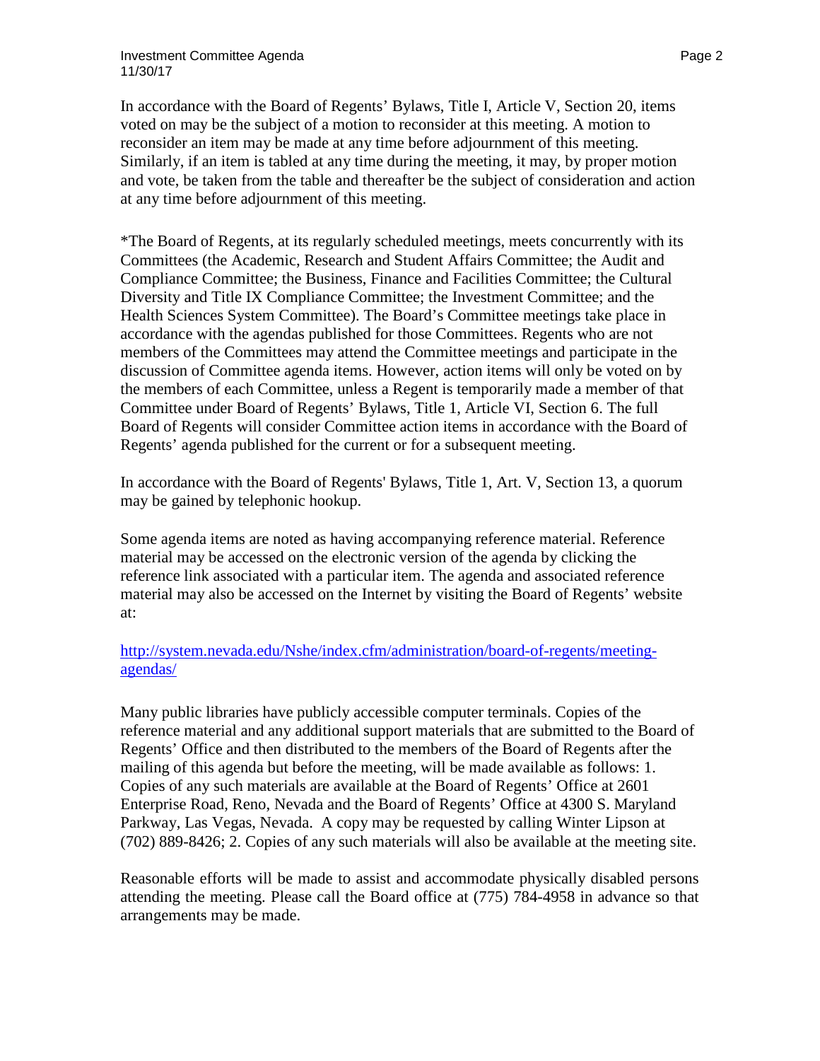In accordance with the Board of Regents' Bylaws, Title I, Article V, Section 20, items voted on may be the subject of a motion to reconsider at this meeting. A motion to reconsider an item may be made at any time before adjournment of this meeting. Similarly, if an item is tabled at any time during the meeting, it may, by proper motion and vote, be taken from the table and thereafter be the subject of consideration and action at any time before adjournment of this meeting.

*The Board of Regents, at its regularly scheduled meetings, meets concurrently with its Committees (the Academic, Research and Student Affairs Committee; the Audit and Compliance Committee; the Business, Finance and Facilities Committee; the Cultural Diversity and Title IX Compliance Committee; the Investment Committee; and the Health Sciences System Committee). The Board's Committee meetings take place in accordance with the agendas published for those Committees. Regents who are not members of the Committees may attend the Committee meetings and participate in the discussion of Committee agenda items. However, action items will only be voted on by the members of each Committee, unless a Regent is temporarily made a member of that Committee under Board of Regents' Bylaws, Title 1, Article VI, Section 6. The full Board of Regents will consider Committee action items in accordance with the Board of Regents' agenda published for the current or for a subsequent meeting.

In accordance with the Board of Regents' Bylaws, Title 1, Art. V, Section 13, a quorum may be gained by telephonic hookup.

Some agenda items are noted as having accompanying reference material. Reference material may be accessed on the electronic version of the agenda by clicking the reference link associated with a particular item. The agenda and associated reference material may also be accessed on the Internet by visiting the Board of Regents' website at:

http://system.nevada.edu/Nshe/index.cfm/administration/board-of-regents/meeting-agendas/

Many public libraries have publicly accessible computer terminals. Copies of the reference material and any additional support materials that are submitted to the Board of Regents' Office and then distributed to the members of the Board of Regents after the mailing of this agenda but before the meeting, will be made available as follows: 1. Copies of any such materials are available at the Board of Regents' Office at 2601 Enterprise Road, Reno, Nevada and the Board of Regents' Office at 4300 S. Maryland Parkway, Las Vegas, Nevada. A copy may be requested by calling Winter Lipson at (702) 889-8426; 2. Copies of any such materials will also be available at the meeting site.

Reasonable efforts will be made to assist and accommodate physically disabled persons attending the meeting. Please call the Board office at (775) 784-4958 in advance so that arrangements may be made.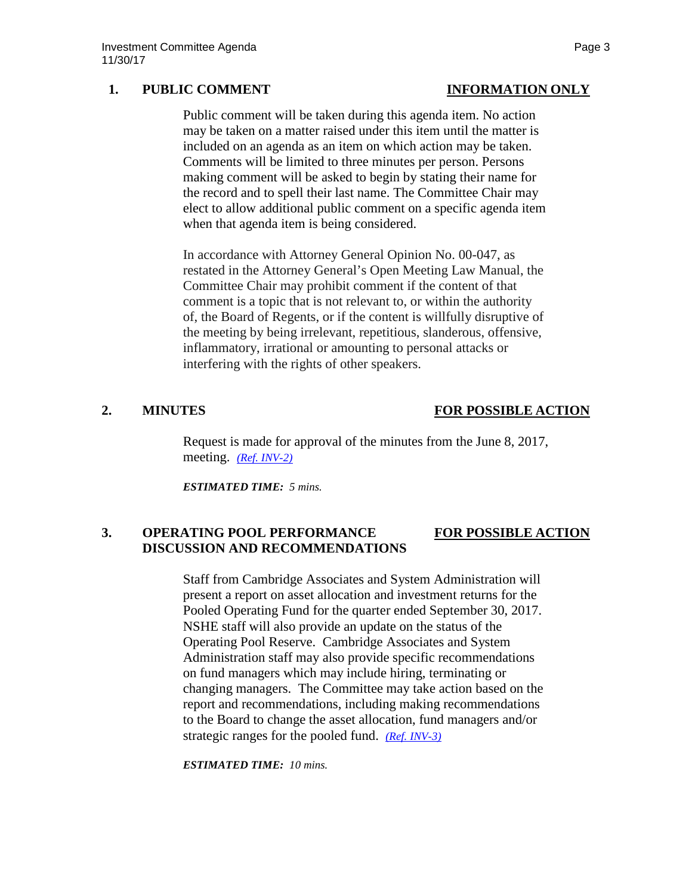## 1. PUBLIC COMMENT — INFORMATION ONLY

Public comment will be taken during this agenda item. No action may be taken on a matter raised under this item until the matter is included on an agenda as an item on which action may be taken. Comments will be limited to three minutes per person. Persons making comment will be asked to begin by stating their name for the record and to spell their last name. The Committee Chair may elect to allow additional public comment on a specific agenda item when that agenda item is being considered.

In accordance with Attorney General Opinion No. 00-047, as restated in the Attorney General's Open Meeting Law Manual, the Committee Chair may prohibit comment if the content of that comment is a topic that is not relevant to, or within the authority of, the Board of Regents, or if the content is willfully disruptive of the meeting by being irrelevant, repetitious, slanderous, offensive, inflammatory, irrational or amounting to personal attacks or interfering with the rights of other speakers.

## 2. MINUTES — FOR POSSIBLE ACTION

Request is made for approval of the minutes from the June 8, 2017, meeting. *(Ref. INV-2)*

***ESTIMATED TIME:*** *5 mins.*

## 3. OPERATING POOL PERFORMANCE DISCUSSION AND RECOMMENDATIONS — FOR POSSIBLE ACTION

Staff from Cambridge Associates and System Administration will present a report on asset allocation and investment returns for the Pooled Operating Fund for the quarter ended September 30, 2017. NSHE staff will also provide an update on the status of the Operating Pool Reserve. Cambridge Associates and System Administration staff may also provide specific recommendations on fund managers which may include hiring, terminating or changing managers. The Committee may take action based on the report and recommendations, including making recommendations to the Board to change the asset allocation, fund managers and/or strategic ranges for the pooled fund. *(Ref. INV-3)*

***ESTIMATED TIME:*** *10 mins.*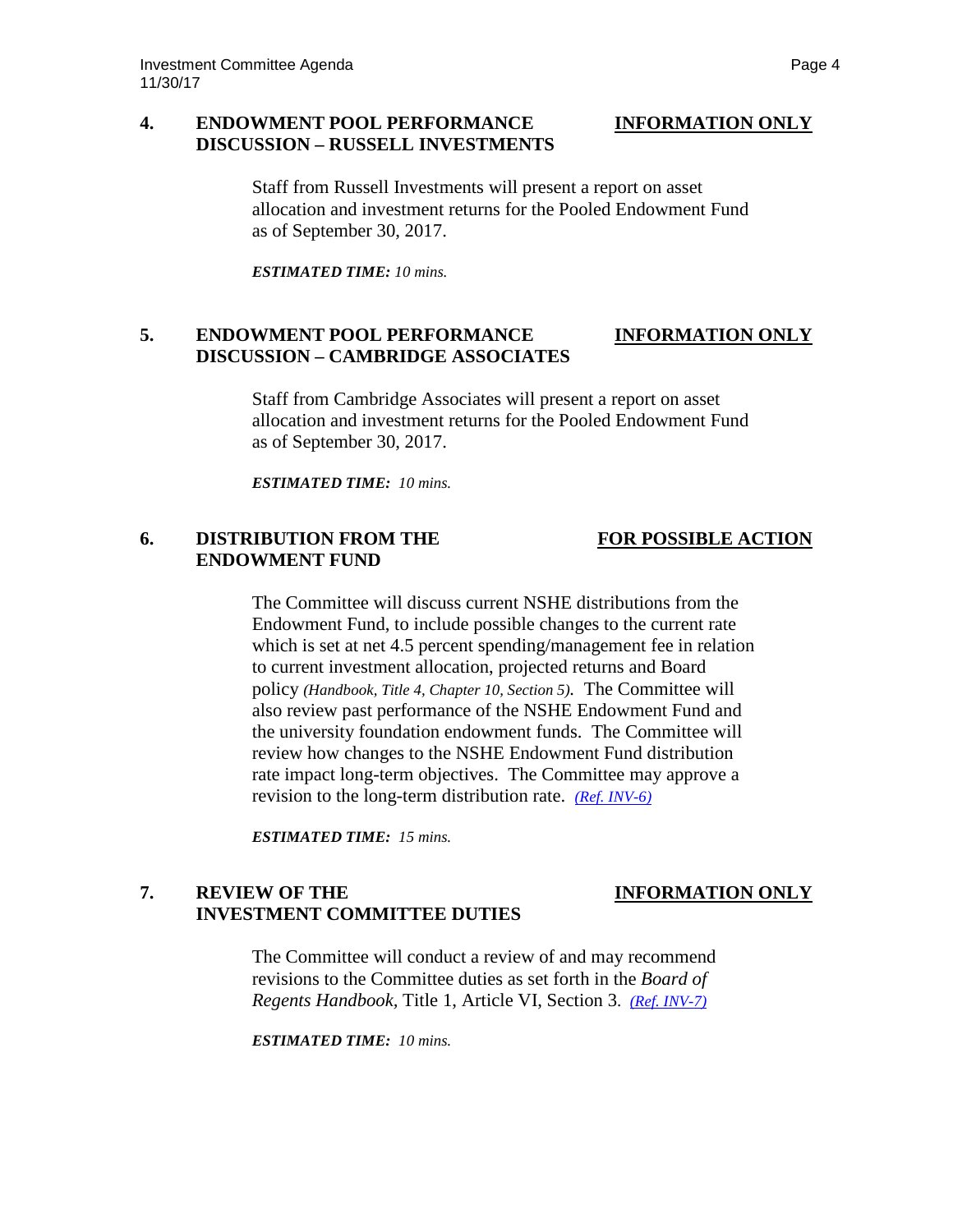**4. ENDOWMENT POOL PERFORMANCE DISCUSSION – RUSSELL INVESTMENTS** **INFORMATION ONLY**

Staff from Russell Investments will present a report on asset allocation and investment returns for the Pooled Endowment Fund as of September 30, 2017.

***ESTIMATED TIME:*** *10 mins.*

**5. ENDOWMENT POOL PERFORMANCE DISCUSSION – CAMBRIDGE ASSOCIATES** **INFORMATION ONLY**

Staff from Cambridge Associates will present a report on asset allocation and investment returns for the Pooled Endowment Fund as of September 30, 2017.

***ESTIMATED TIME:*** *10 mins.*

**6. DISTRIBUTION FROM THE ENDOWMENT FUND** **FOR POSSIBLE ACTION**

The Committee will discuss current NSHE distributions from the Endowment Fund, to include possible changes to the current rate which is set at net 4.5 percent spending/management fee in relation to current investment allocation, projected returns and Board policy *(Handbook, Title 4, Chapter 10, Section 5).* The Committee will also review past performance of the NSHE Endowment Fund and the university foundation endowment funds. The Committee will review how changes to the NSHE Endowment Fund distribution rate impact long-term objectives. The Committee may approve a revision to the long-term distribution rate. *(Ref. INV-6)*

***ESTIMATED TIME:*** *15 mins.*

**7. REVIEW OF THE INVESTMENT COMMITTEE DUTIES** **INFORMATION ONLY**

The Committee will conduct a review of and may recommend revisions to the Committee duties as set forth in the *Board of Regents Handbook*, Title 1, Article VI, Section 3. *(Ref. INV-7)*

***ESTIMATED TIME:*** *10 mins.*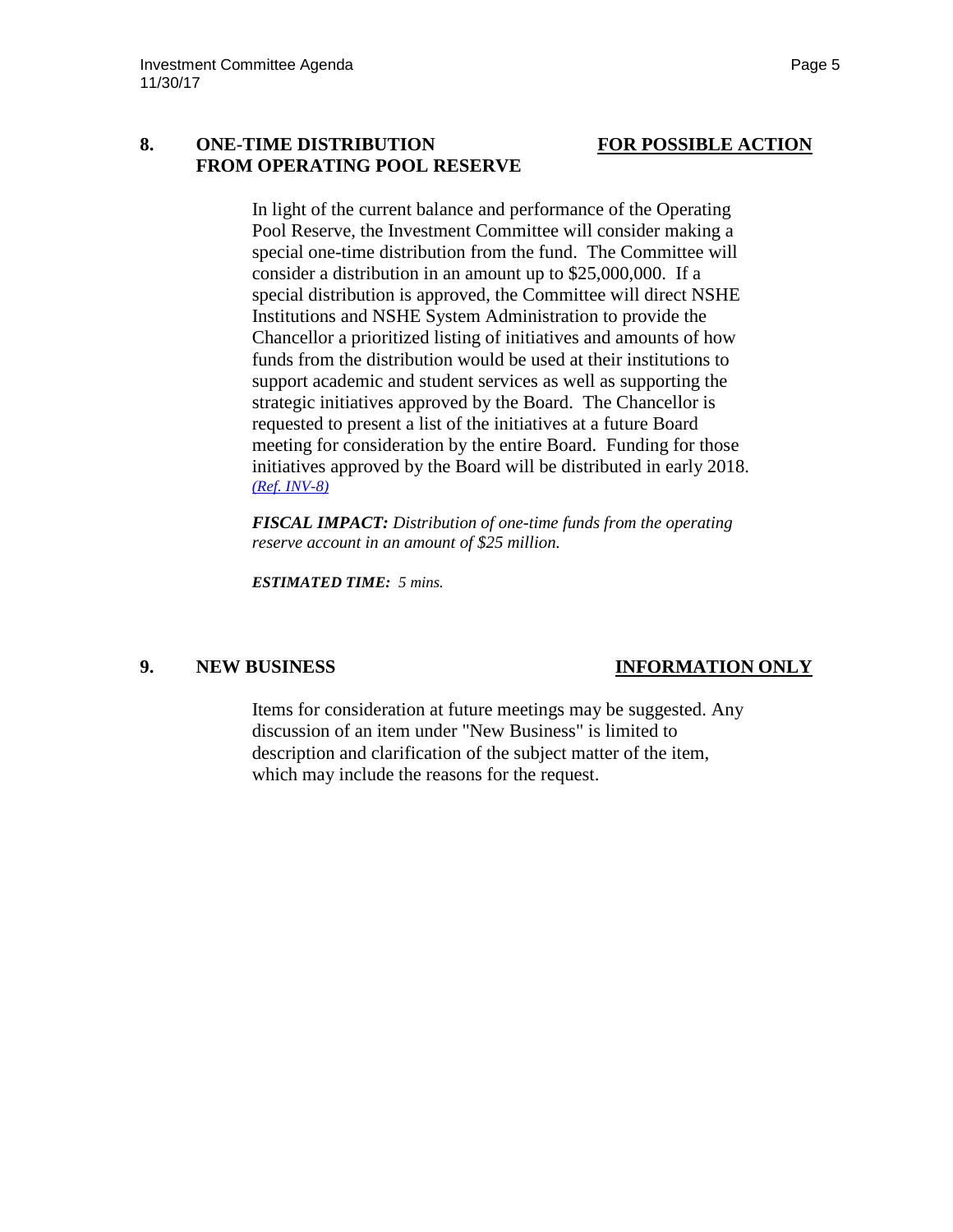## 8. ONE-TIME DISTRIBUTION FROM OPERATING POOL RESERVE — FOR POSSIBLE ACTION

In light of the current balance and performance of the Operating Pool Reserve, the Investment Committee will consider making a special one-time distribution from the fund. The Committee will consider a distribution in an amount up to $25,000,000. If a special distribution is approved, the Committee will direct NSHE Institutions and NSHE System Administration to provide the Chancellor a prioritized listing of initiatives and amounts of how funds from the distribution would be used at their institutions to support academic and student services as well as supporting the strategic initiatives approved by the Board. The Chancellor is requested to present a list of the initiatives at a future Board meeting for consideration by the entire Board. Funding for those initiatives approved by the Board will be distributed in early 2018. *(Ref. INV-8)*

***FISCAL IMPACT:*** *Distribution of one-time funds from the operating reserve account in an amount of $25 million.*

***ESTIMATED TIME:*** *5 mins.*

## 9. NEW BUSINESS — INFORMATION ONLY

Items for consideration at future meetings may be suggested. Any discussion of an item under "New Business" is limited to description and clarification of the subject matter of the item, which may include the reasons for the request.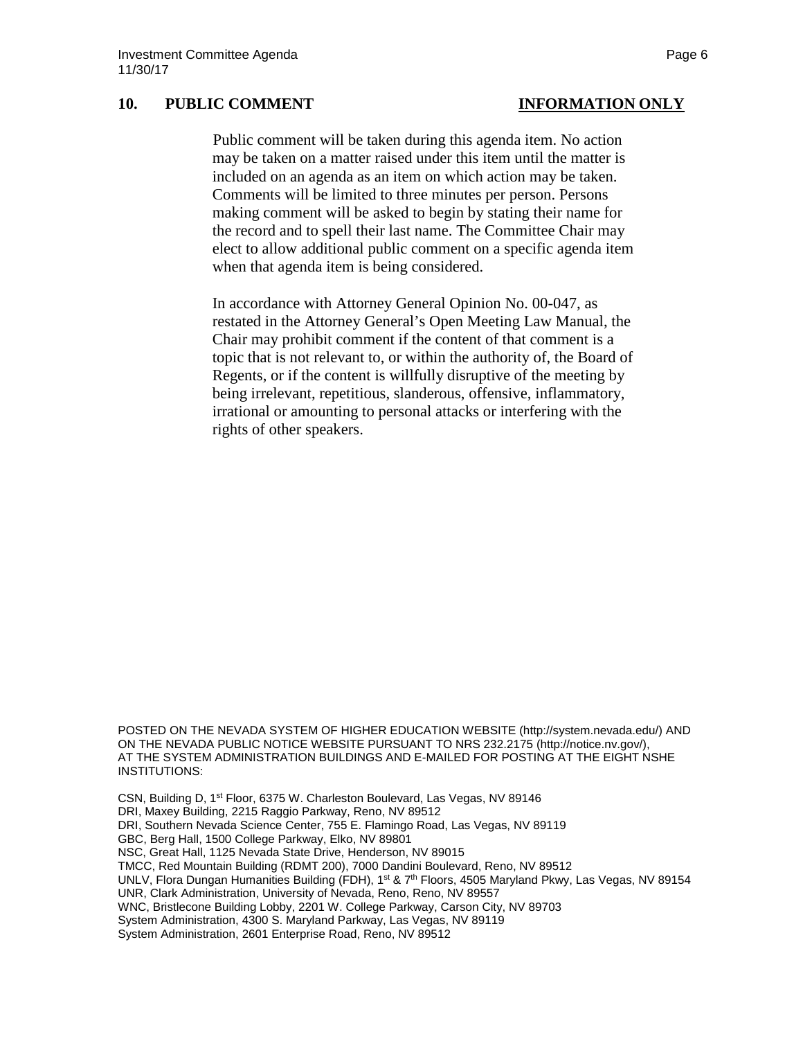**10. PUBLIC COMMENT** **INFORMATION ONLY**

Public comment will be taken during this agenda item. No action may be taken on a matter raised under this item until the matter is included on an agenda as an item on which action may be taken. Comments will be limited to three minutes per person. Persons making comment will be asked to begin by stating their name for the record and to spell their last name. The Committee Chair may elect to allow additional public comment on a specific agenda item when that agenda item is being considered.

In accordance with Attorney General Opinion No. 00-047, as restated in the Attorney General's Open Meeting Law Manual, the Chair may prohibit comment if the content of that comment is a topic that is not relevant to, or within the authority of, the Board of Regents, or if the content is willfully disruptive of the meeting by being irrelevant, repetitious, slanderous, offensive, inflammatory, irrational or amounting to personal attacks or interfering with the rights of other speakers.

POSTED ON THE NEVADA SYSTEM OF HIGHER EDUCATION WEBSITE (http://system.nevada.edu/) AND ON THE NEVADA PUBLIC NOTICE WEBSITE PURSUANT TO NRS 232.2175 (http://notice.nv.gov/), AT THE SYSTEM ADMINISTRATION BUILDINGS AND E-MAILED FOR POSTING AT THE EIGHT NSHE INSTITUTIONS:

CSN, Building D, 1st Floor, 6375 W. Charleston Boulevard, Las Vegas, NV 89146
DRI, Maxey Building, 2215 Raggio Parkway, Reno, NV 89512
DRI, Southern Nevada Science Center, 755 E. Flamingo Road, Las Vegas, NV 89119
GBC, Berg Hall, 1500 College Parkway, Elko, NV 89801
NSC, Great Hall, 1125 Nevada State Drive, Henderson, NV 89015
TMCC, Red Mountain Building (RDMT 200), 7000 Dandini Boulevard, Reno, NV 89512
UNLV, Flora Dungan Humanities Building (FDH), 1st & 7th Floors, 4505 Maryland Pkwy, Las Vegas, NV 89154
UNR, Clark Administration, University of Nevada, Reno, Reno, NV 89557
WNC, Bristlecone Building Lobby, 2201 W. College Parkway, Carson City, NV 89703
System Administration, 4300 S. Maryland Parkway, Las Vegas, NV 89119
System Administration, 2601 Enterprise Road, Reno, NV 89512